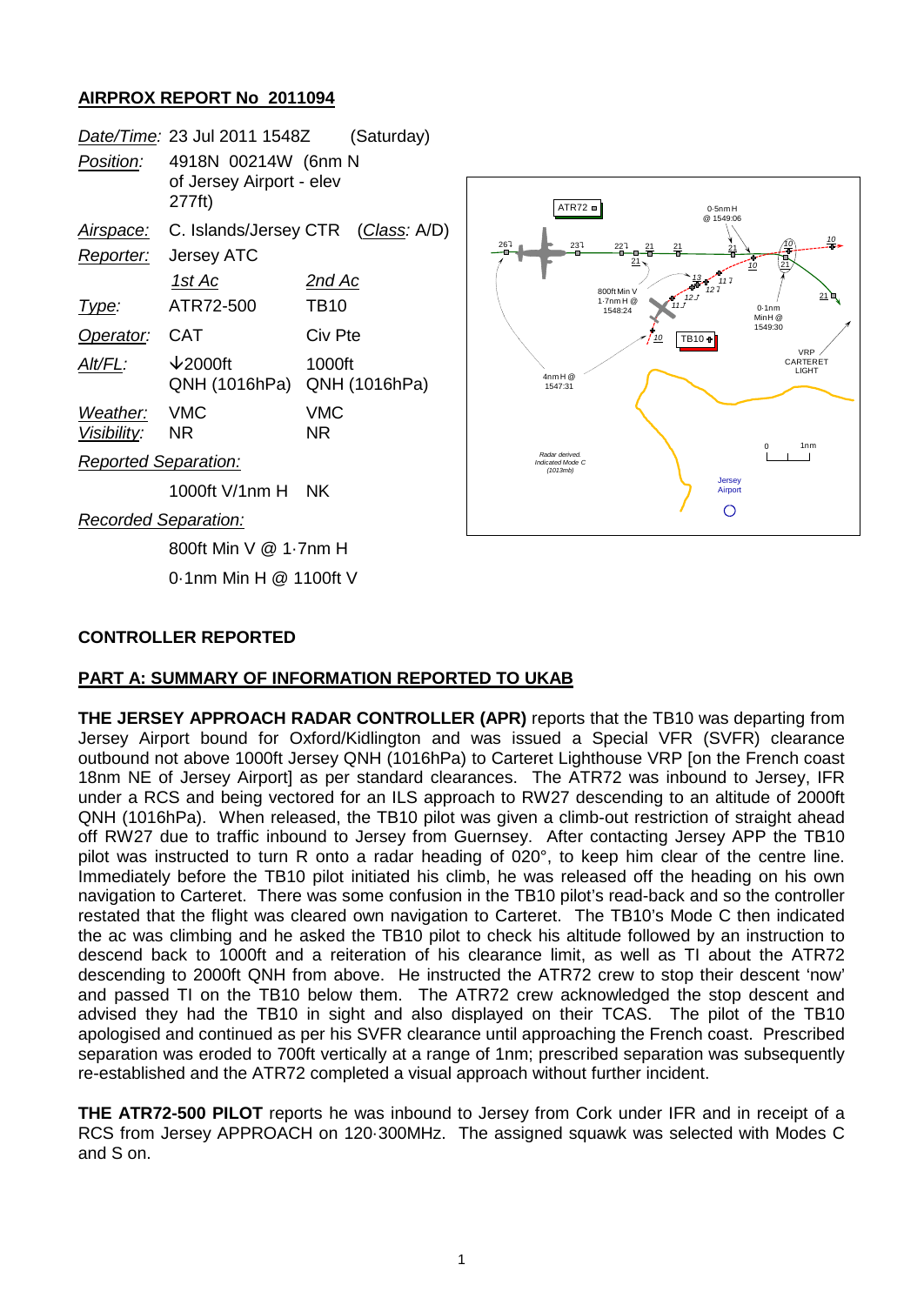# AIRPROX REPORT No 2011094

| | | | |
|---|---|---|---|
| *Date/Time:* | 23 Jul 2011 1548Z | (Saturday) | |
| *Position:* | 4918N 00214W (6nm N of Jersey Airport - elev 277ft) | | |
| *Airspace:* | C. Islands/Jersey CTR | (*Class:* A/D) | |
| *Reporter:* | Jersey ATC | | |
| | *1st Ac* | *2nd Ac* | |
| *Type:* | ATR72-500 | TB10 | |
| *Operator:* | CAT | Civ Pte | |
| *Alt/FL:* | ↓2000ft QNH (1016hPa) | 1000ft QNH (1016hPa) | |
| *Weather:* | VMC | VMC | |
| *Visibility:* | NR | NR | |
| *Reported Separation:* | | | |
| | 1000ft V/1nm H | NK | |
| *Recorded Separation:* | | | |
| | 800ft Min V @ 1·7nm H | | |
| | 0·1nm Min H @ 1100ft V | | |

ATR72
0·5nm H @ 1549:06
26
23
22
21
21
21
21
21
10
10
21
10
13
12
11
12
11
800ft Min V 1·7nm H @ 1548:24
10
TB10
0·1nm Min H @ 1549:30
4nm H @ 1547:31
VRP CARTERET LIGHT
0
1nm
Radar derived. Indicated Mode C (1013mb)
Jersey Airport

## CONTROLLER REPORTED

## PART A: SUMMARY OF INFORMATION REPORTED TO UKAB

**THE JERSEY APPROACH RADAR CONTROLLER (APR)** reports that the TB10 was departing from Jersey Airport bound for Oxford/Kidlington and was issued a Special VFR (SVFR) clearance outbound not above 1000ft Jersey QNH (1016hPa) to Carteret Lighthouse VRP [on the French coast 18nm NE of Jersey Airport] as per standard clearances. The ATR72 was inbound to Jersey, IFR under a RCS and being vectored for an ILS approach to RW27 descending to an altitude of 2000ft QNH (1016hPa). When released, the TB10 pilot was given a climb-out restriction of straight ahead off RW27 due to traffic inbound to Jersey from Guernsey. After contacting Jersey APP the TB10 pilot was instructed to turn R onto a radar heading of 020°, to keep him clear of the centre line. Immediately before the TB10 pilot initiated his climb, he was released off the heading on his own navigation to Carteret. There was some confusion in the TB10 pilot's read-back and so the controller restated that the flight was cleared own navigation to Carteret. The TB10's Mode C then indicated the ac was climbing and he asked the TB10 pilot to check his altitude followed by an instruction to descend back to 1000ft and a reiteration of his clearance limit, as well as TI about the ATR72 descending to 2000ft QNH from above. He instructed the ATR72 crew to stop their descent 'now' and passed TI on the TB10 below them. The ATR72 crew acknowledged the stop descent and advised they had the TB10 in sight and also displayed on their TCAS. The pilot of the TB10 apologised and continued as per his SVFR clearance until approaching the French coast. Prescribed separation was eroded to 700ft vertically at a range of 1nm; prescribed separation was subsequently re-established and the ATR72 completed a visual approach without further incident.

**THE ATR72-500 PILOT** reports he was inbound to Jersey from Cork under IFR and in receipt of a RCS from Jersey APPROACH on 120·300MHz. The assigned squawk was selected with Modes C and S on.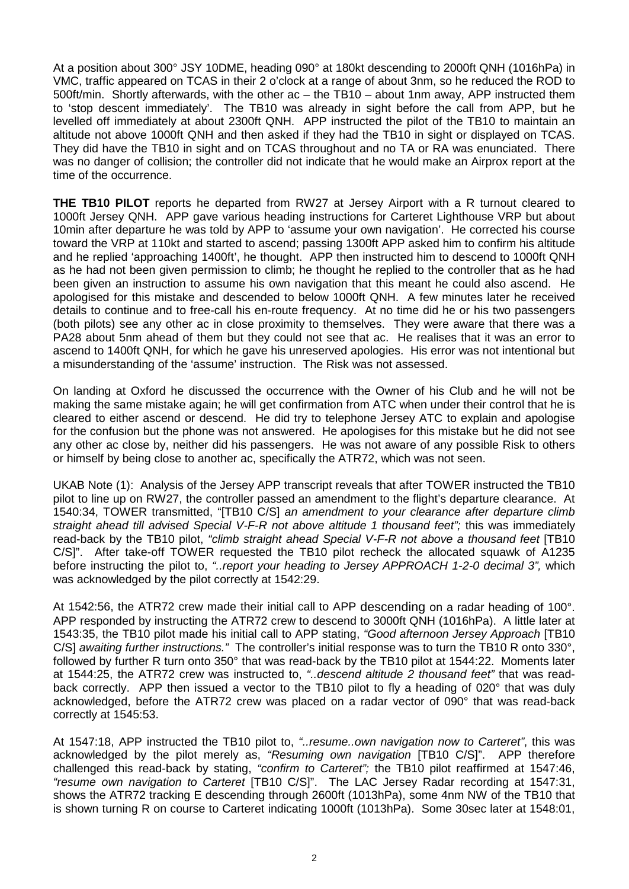At a position about 300° JSY 10DME, heading 090° at 180kt descending to 2000ft QNH (1016hPa) in VMC, traffic appeared on TCAS in their 2 o'clock at a range of about 3nm, so he reduced the ROD to 500ft/min. Shortly afterwards, with the other ac – the TB10 – about 1nm away, APP instructed them to 'stop descent immediately'. The TB10 was already in sight before the call from APP, but he levelled off immediately at about 2300ft QNH. APP instructed the pilot of the TB10 to maintain an altitude not above 1000ft QNH and then asked if they had the TB10 in sight or displayed on TCAS. They did have the TB10 in sight and on TCAS throughout and no TA or RA was enunciated. There was no danger of collision; the controller did not indicate that he would make an Airprox report at the time of the occurrence.

**THE TB10 PILOT** reports he departed from RW27 at Jersey Airport with a R turnout cleared to 1000ft Jersey QNH. APP gave various heading instructions for Carteret Lighthouse VRP but about 10min after departure he was told by APP to 'assume your own navigation'. He corrected his course toward the VRP at 110kt and started to ascend; passing 1300ft APP asked him to confirm his altitude and he replied 'approaching 1400ft', he thought. APP then instructed him to descend to 1000ft QNH as he had not been given permission to climb; he thought he replied to the controller that as he had been given an instruction to assume his own navigation that this meant he could also ascend. He apologised for this mistake and descended to below 1000ft QNH. A few minutes later he received details to continue and to free-call his en-route frequency. At no time did he or his two passengers (both pilots) see any other ac in close proximity to themselves. They were aware that there was a PA28 about 5nm ahead of them but they could not see that ac. He realises that it was an error to ascend to 1400ft QNH, for which he gave his unreserved apologies. His error was not intentional but a misunderstanding of the 'assume' instruction. The Risk was not assessed.

On landing at Oxford he discussed the occurrence with the Owner of his Club and he will not be making the same mistake again; he will get confirmation from ATC when under their control that he is cleared to either ascend or descend. He did try to telephone Jersey ATC to explain and apologise for the confusion but the phone was not answered. He apologises for this mistake but he did not see any other ac close by, neither did his passengers. He was not aware of any possible Risk to others or himself by being close to another ac, specifically the ATR72, which was not seen.

UKAB Note (1): Analysis of the Jersey APP transcript reveals that after TOWER instructed the TB10 pilot to line up on RW27, the controller passed an amendment to the flight's departure clearance. At 1540:34, TOWER transmitted, "[TB10 C/S] *an amendment to your clearance after departure climb straight ahead till advised Special V-F-R not above altitude 1 thousand feet";* this was immediately read-back by the TB10 pilot, *"climb straight ahead Special V-F-R not above a thousand feet* [TB10 C/S]". After take-off TOWER requested the TB10 pilot recheck the allocated squawk of A1235 before instructing the pilot to, *"..report your heading to Jersey APPROACH 1-2-0 decimal 3",* which was acknowledged by the pilot correctly at 1542:29.

At 1542:56, the ATR72 crew made their initial call to APP descending on a radar heading of 100°. APP responded by instructing the ATR72 crew to descend to 3000ft QNH (1016hPa). A little later at 1543:35, the TB10 pilot made his initial call to APP stating, *"Good afternoon Jersey Approach* [TB10 C/S] *awaiting further instructions."* The controller's initial response was to turn the TB10 R onto 330°, followed by further R turn onto 350° that was read-back by the TB10 pilot at 1544:22. Moments later at 1544:25, the ATR72 crew was instructed to, *"..descend altitude 2 thousand feet"* that was read-back correctly. APP then issued a vector to the TB10 pilot to fly a heading of 020° that was duly acknowledged, before the ATR72 crew was placed on a radar vector of 090° that was read-back correctly at 1545:53.

At 1547:18, APP instructed the TB10 pilot to, *"..resume..own navigation now to Carteret"*, this was acknowledged by the pilot merely as, *"Resuming own navigation* [TB10 C/S]". APP therefore challenged this read-back by stating, *"confirm to Carteret";* the TB10 pilot reaffirmed at 1547:46, *"resume own navigation to Carteret* [TB10 C/S]". The LAC Jersey Radar recording at 1547:31, shows the ATR72 tracking E descending through 2600ft (1013hPa), some 4nm NW of the TB10 that is shown turning R on course to Carteret indicating 1000ft (1013hPa). Some 30sec later at 1548:01,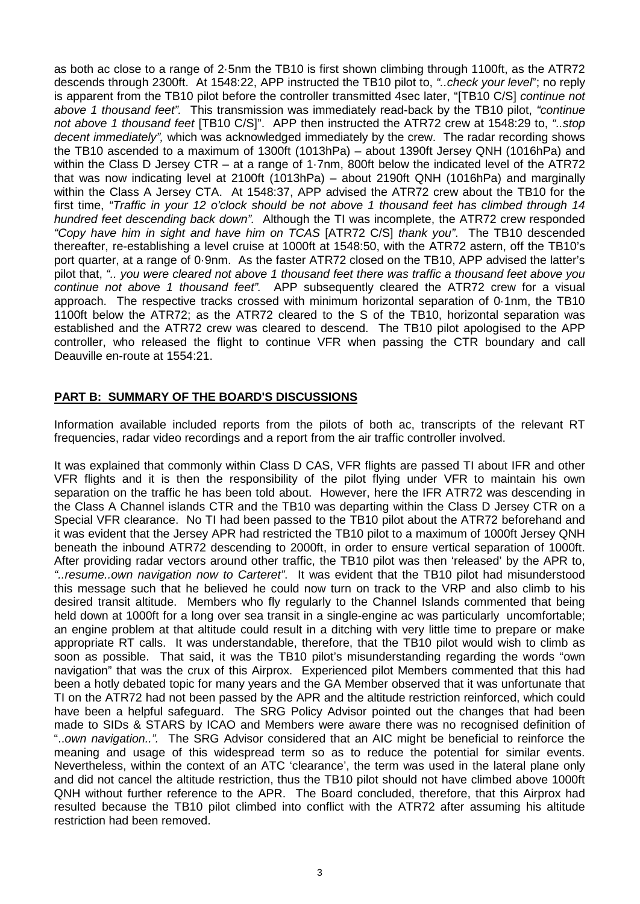as both ac close to a range of 2·5nm the TB10 is first shown climbing through 1100ft, as the ATR72 descends through 2300ft. At 1548:22, APP instructed the TB10 pilot to, *"..check your level"*; no reply is apparent from the TB10 pilot before the controller transmitted 4sec later, "[TB10 C/S] *continue not above 1 thousand feet".* This transmission was immediately read-back by the TB10 pilot, *"continue not above 1 thousand feet* [TB10 C/S]". APP then instructed the ATR72 crew at 1548:29 to, *"..stop decent immediately",* which was acknowledged immediately by the crew. The radar recording shows the TB10 ascended to a maximum of 1300ft (1013hPa) – about 1390ft Jersey QNH (1016hPa) and within the Class D Jersey CTR – at a range of 1·7nm, 800ft below the indicated level of the ATR72 that was now indicating level at 2100ft (1013hPa) – about 2190ft QNH (1016hPa) and marginally within the Class A Jersey CTA. At 1548:37, APP advised the ATR72 crew about the TB10 for the first time, *"Traffic in your 12 o'clock should be not above 1 thousand feet has climbed through 14 hundred feet descending back down".* Although the TI was incomplete, the ATR72 crew responded *"Copy have him in sight and have him on TCAS* [ATR72 C/S] *thank you".* The TB10 descended thereafter, re-establishing a level cruise at 1000ft at 1548:50, with the ATR72 astern, off the TB10's port quarter, at a range of 0·9nm. As the faster ATR72 closed on the TB10, APP advised the latter's pilot that, *".. you were cleared not above 1 thousand feet there was traffic a thousand feet above you continue not above 1 thousand feet".* APP subsequently cleared the ATR72 crew for a visual approach. The respective tracks crossed with minimum horizontal separation of 0·1nm, the TB10 1100ft below the ATR72; as the ATR72 cleared to the S of the TB10, horizontal separation was established and the ATR72 crew was cleared to descend. The TB10 pilot apologised to the APP controller, who released the flight to continue VFR when passing the CTR boundary and call Deauville en-route at 1554:21.

## PART B: SUMMARY OF THE BOARD'S DISCUSSIONS

Information available included reports from the pilots of both ac, transcripts of the relevant RT frequencies, radar video recordings and a report from the air traffic controller involved.

It was explained that commonly within Class D CAS, VFR flights are passed TI about IFR and other VFR flights and it is then the responsibility of the pilot flying under VFR to maintain his own separation on the traffic he has been told about. However, here the IFR ATR72 was descending in the Class A Channel islands CTR and the TB10 was departing within the Class D Jersey CTR on a Special VFR clearance. No TI had been passed to the TB10 pilot about the ATR72 beforehand and it was evident that the Jersey APR had restricted the TB10 pilot to a maximum of 1000ft Jersey QNH beneath the inbound ATR72 descending to 2000ft, in order to ensure vertical separation of 1000ft. After providing radar vectors around other traffic, the TB10 pilot was then 'released' by the APR to, *"..resume..own navigation now to Carteret".* It was evident that the TB10 pilot had misunderstood this message such that he believed he could now turn on track to the VRP and also climb to his desired transit altitude. Members who fly regularly to the Channel Islands commented that being held down at 1000ft for a long over sea transit in a single-engine ac was particularly uncomfortable; an engine problem at that altitude could result in a ditching with very little time to prepare or make appropriate RT calls. It was understandable, therefore, that the TB10 pilot would wish to climb as soon as possible. That said, it was the TB10 pilot's misunderstanding regarding the words "own navigation" that was the crux of this Airprox. Experienced pilot Members commented that this had been a hotly debated topic for many years and the GA Member observed that it was unfortunate that TI on the ATR72 had not been passed by the APR and the altitude restriction reinforced, which could have been a helpful safeguard. The SRG Policy Advisor pointed out the changes that had been made to SIDs & STARS by ICAO and Members were aware there was no recognised definition of "*..own navigation..".* The SRG Advisor considered that an AIC might be beneficial to reinforce the meaning and usage of this widespread term so as to reduce the potential for similar events. Nevertheless, within the context of an ATC 'clearance', the term was used in the lateral plane only and did not cancel the altitude restriction, thus the TB10 pilot should not have climbed above 1000ft QNH without further reference to the APR. The Board concluded, therefore, that this Airprox had resulted because the TB10 pilot climbed into conflict with the ATR72 after assuming his altitude restriction had been removed.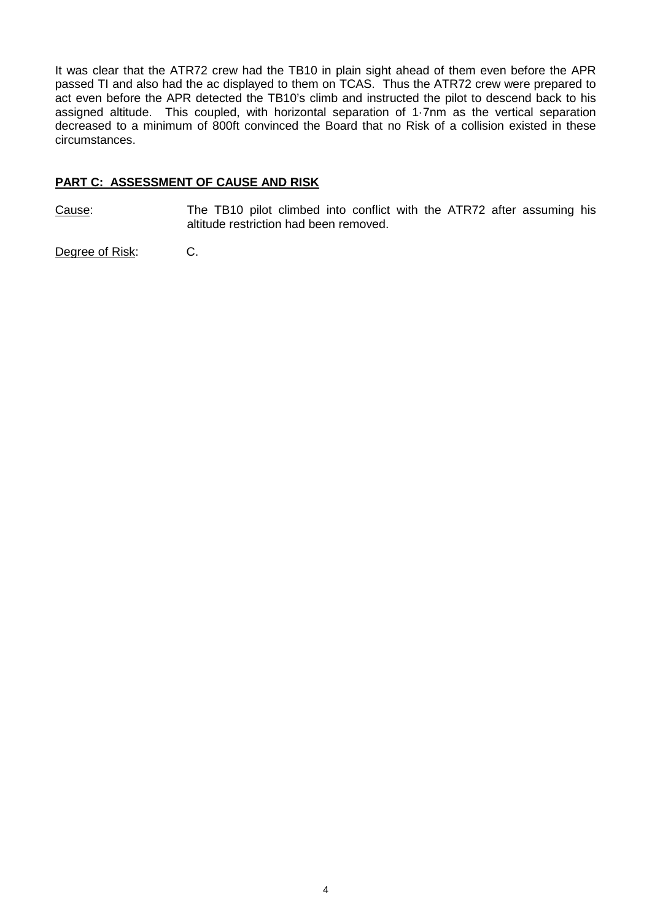It was clear that the ATR72 crew had the TB10 in plain sight ahead of them even before the APR passed TI and also had the ac displayed to them on TCAS. Thus the ATR72 crew were prepared to act even before the APR detected the TB10's climb and instructed the pilot to descend back to his assigned altitude. This coupled, with horizontal separation of 1·7nm as the vertical separation decreased to a minimum of 800ft convinced the Board that no Risk of a collision existed in these circumstances.

## PART C: ASSESSMENT OF CAUSE AND RISK

Cause: The TB10 pilot climbed into conflict with the ATR72 after assuming his altitude restriction had been removed.

Degree of Risk: C.